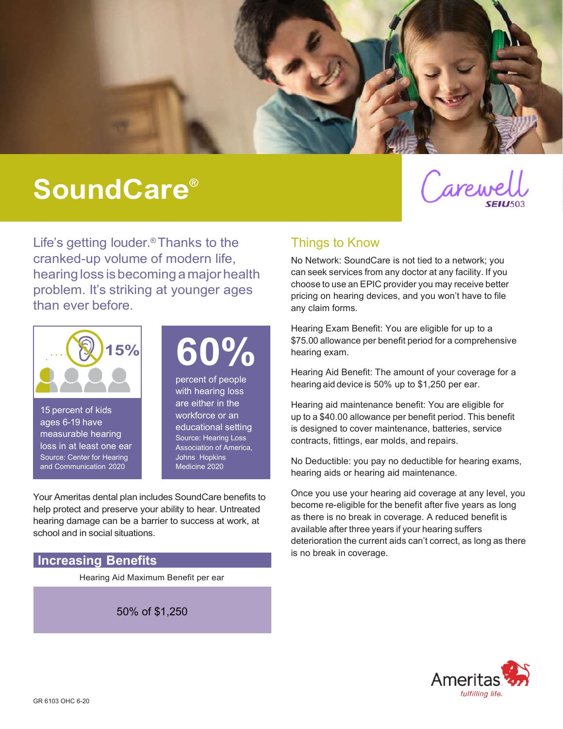# SoundCare®

Carewell SEIU503

## Life's getting louder.® Thanks to the cranked-up volume of modern life, hearing loss is becoming a major health problem. It's striking at younger ages than ever before.

15%

15 percent of kids ages 6-19 have measurable hearing loss in at least one ear
Source: Center for Hearing and Communication 2020

**60%**

percent of people with hearing loss are either in the workforce or an educational setting
Source: Hearing Loss Association of America, Johns Hopkins Medicine 2020

Your Ameritas dental plan includes SoundCare benefits to help protect and preserve your ability to hear. Untreated hearing damage can be a barrier to success at work, at school and in social situations.

## Increasing Benefits

| Hearing Aid Maximum Benefit per ear |
| --- |
| 50% of $1,250 |

## Things to Know

No Network: SoundCare is not tied to a network; you can seek services from any doctor at any facility. If you choose to use an EPIC provider you may receive better pricing on hearing devices, and you won't have to file any claim forms.

Hearing Exam Benefit: You are eligible for up to a $75.00 allowance per benefit period for a comprehensive hearing exam.

Hearing Aid Benefit: The amount of your coverage for a hearing aid device is 50% up to $1,250 per ear.

Hearing aid maintenance benefit: You are eligible for up to a $40.00 allowance per benefit period. This benefit is designed to cover maintenance, batteries, service contracts, fittings, ear molds, and repairs.

No Deductible: you pay no deductible for hearing exams, hearing aids or hearing aid maintenance.

Once you use your hearing aid coverage at any level, you become re-eligible for the benefit after five years as long as there is no break in coverage. A reduced benefit is available after three years if your hearing suffers deterioration the current aids can't correct, as long as there is no break in coverage.

Ameritas *fulfilling life.*

GR 6103 OHC 6-20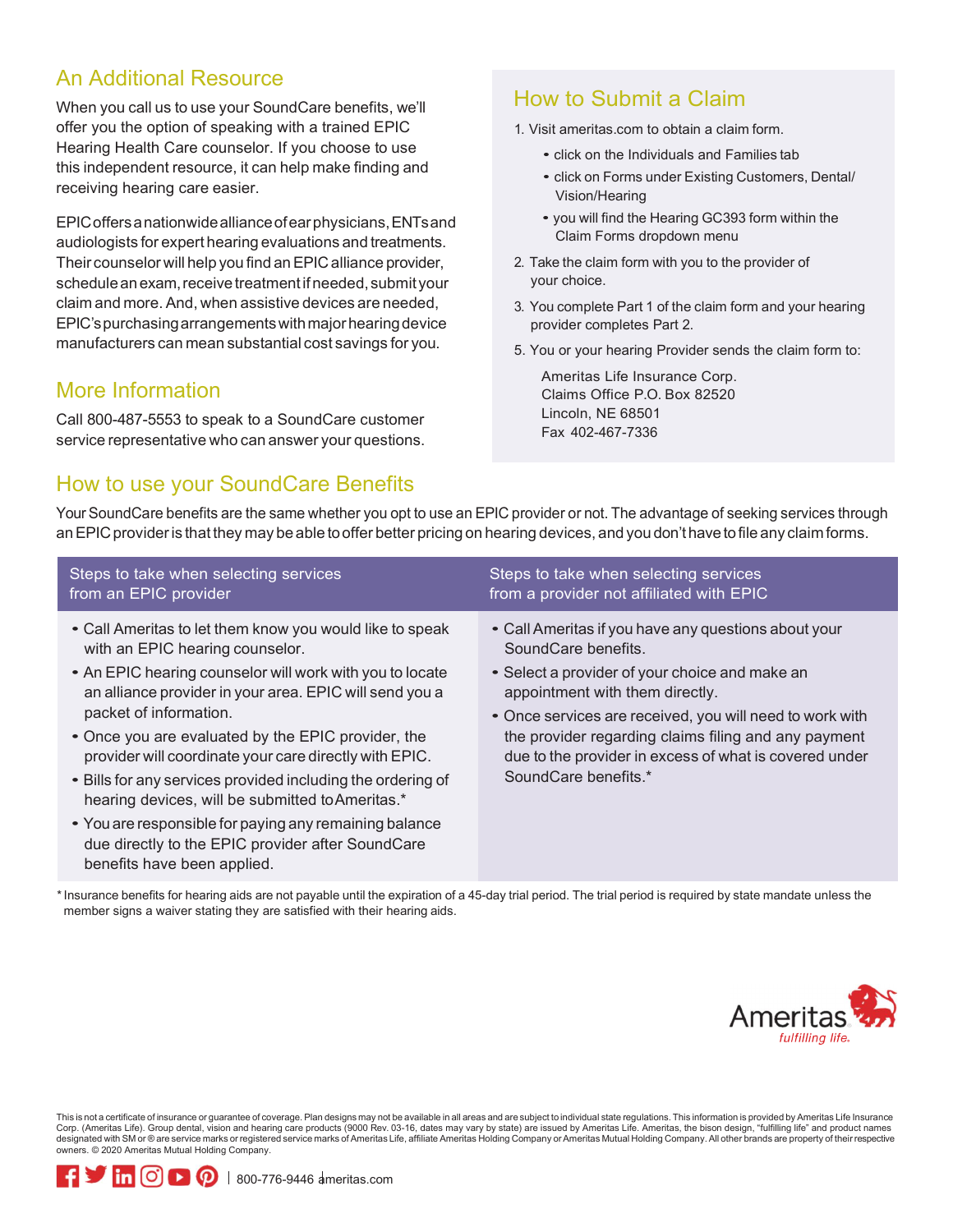## An Additional Resource

When you call us to use your SoundCare benefits, we'll offer you the option of speaking with a trained EPIC Hearing Health Care counselor. If you choose to use this independent resource, it can help make finding and receiving hearing care easier.

EPIC offers a nationwide alliance of ear physicians, ENTs and audiologists for expert hearing evaluations and treatments. Their counselor will help you find an EPIC alliance provider, schedule an exam, receive treatment if needed, submit your claim and more. And, when assistive devices are needed, EPIC's purchasing arrangements with major hearing device manufacturers can mean substantial cost savings for you.

## More Information

Call 800-487-5553 to speak to a SoundCare customer service representative who can answer your questions.

## How to Submit a Claim

1. Visit ameritas.com to obtain a claim form.
   - click on the Individuals and Families tab
   - click on Forms under Existing Customers, Dental/Vision/Hearing
   - you will find the Hearing GC393 form within the Claim Forms dropdown menu
2. Take the claim form with you to the provider of your choice.
3. You complete Part 1 of the claim form and your hearing provider completes Part 2.
5. You or your hearing Provider sends the claim form to:

   Ameritas Life Insurance Corp.
   Claims Office P.O. Box 82520
   Lincoln, NE 68501
   Fax 402-467-7336

## How to use your SoundCare Benefits

Your SoundCare benefits are the same whether you opt to use an EPIC provider or not. The advantage of seeking services through an EPIC provider is that they may be able to offer better pricing on hearing devices, and you don't have to file any claim forms.

| Steps to take when selecting services from an EPIC provider | Steps to take when selecting services from a provider not affiliated with EPIC |
|---|---|
| • Call Ameritas to let them know you would like to speak with an EPIC hearing counselor.<br>• An EPIC hearing counselor will work with you to locate an alliance provider in your area. EPIC will send you a packet of information.<br>• Once you are evaluated by the EPIC provider, the provider will coordinate your care directly with EPIC.<br>• Bills for any services provided including the ordering of hearing devices, will be submitted to Ameritas.*<br>• You are responsible for paying any remaining balance due directly to the EPIC provider after SoundCare benefits have been applied. | • Call Ameritas if you have any questions about your SoundCare benefits.<br>• Select a provider of your choice and make an appointment with them directly.<br>• Once services are received, you will need to work with the provider regarding claims filing and any payment due to the provider in excess of what is covered under SoundCare benefits.* |

* Insurance benefits for hearing aids are not payable until the expiration of a 45-day trial period. The trial period is required by state mandate unless the member signs a waiver stating they are satisfied with their hearing aids.

Ameritas
*fulfilling life.*

This is not a certificate of insurance or guarantee of coverage. Plan designs may not be available in all areas and are subject to individual state regulations. This information is provided by Ameritas Life Insurance Corp. (Ameritas Life). Group dental, vision and hearing care products (9000 Rev. 03-16, dates may vary by state) are issued by Ameritas Life. Ameritas, the bison design, "fulfilling life" and product names designated with SM or ® are service marks or registered service marks of Ameritas Life, affiliate Ameritas Holding Company or Ameritas Mutual Holding Company. All other brands are property of their respective owners. © 2020 Ameritas Mutual Holding Company.

800-776-9446 | ameritas.com